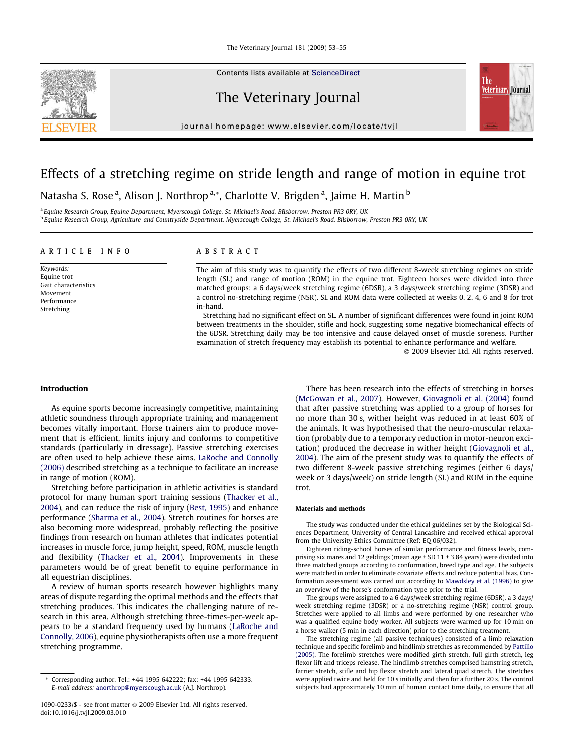# Effects of a stretching regime on stride length and range of motion in equine trot

Natasha S. Rose [a], Alison J. Northrop [a,*], Charlotte V. Brigden [a], Jaime H. Martin [b]

[a] Equine Research Group, Equine Department, Myerscough College, St. Michael's Road, Bilsborrow, Preston PR3 0RY, UK

[b] Equine Research Group, Agriculture and Countryside Department, Myerscough College, St. Michael's Road, Bilsborrow, Preston PR3 0RY, UK

## ARTICLE INFO

*Keywords:*
Equine trot
Gait characteristics
Movement
Performance
Stretching

## ABSTRACT

The aim of this study was to quantify the effects of two different 8-week stretching regimes on stride length (SL) and range of motion (ROM) in the equine trot. Eighteen horses were divided into three matched groups: a 6 days/week stretching regime (6DSR), a 3 days/week stretching regime (3DSR) and a control no-stretching regime (NSR). SL and ROM data were collected at weeks 0, 2, 4, 6 and 8 for trot in-hand.

Stretching had no significant effect on SL. A number of significant differences were found in joint ROM between treatments in the shoulder, stifle and hock, suggesting some negative biomechanical effects of the 6DSR. Stretching daily may be too intensive and cause delayed onset of muscle soreness. Further examination of stretch frequency may establish its potential to enhance performance and welfare.

© 2009 Elsevier Ltd. All rights reserved.

## Introduction

As equine sports become increasingly competitive, maintaining athletic soundness through appropriate training and management becomes vitally important. Horse trainers aim to produce movement that is efficient, limits injury and conforms to competitive standards (particularly in dressage). Passive stretching exercises are often used to help achieve these aims. LaRoche and Connolly (2006) described stretching as a technique to facilitate an increase in range of motion (ROM).

Stretching before participation in athletic activities is standard protocol for many human sport training sessions (Thacker et al., 2004), and can reduce the risk of injury (Best, 1995) and enhance performance (Sharma et al., 2004). Stretch routines for horses are also becoming more widespread, probably reflecting the positive findings from research on human athletes that indicates potential increases in muscle force, jump height, speed, ROM, muscle length and flexibility (Thacker et al., 2004). Improvements in these parameters would be of great benefit to equine performance in all equestrian disciplines.

A review of human sports research however highlights many areas of dispute regarding the optimal methods and the effects that stretching produces. This indicates the challenging nature of research in this area. Although stretching three-times-per-week appears to be a standard frequency used by humans (LaRoche and Connolly, 2006), equine physiotherapists often use a more frequent stretching programme.

There has been research into the effects of stretching in horses (McGowan et al., 2007). However, Giovagnoli et al. (2004) found that after passive stretching was applied to a group of horses for no more than 30 s, wither height was reduced in at least 60% of the animals. It was hypothesised that the neuro-muscular relaxation (probably due to a temporary reduction in motor-neuron excitation) produced the decrease in wither height (Giovagnoli et al., 2004). The aim of the present study was to quantify the effects of two different 8-week passive stretching regimes (either 6 days/week or 3 days/week) on stride length (SL) and ROM in the equine trot.

### Materials and methods

The study was conducted under the ethical guidelines set by the Biological Sciences Department, University of Central Lancashire and received ethical approval from the University Ethics Committee (Ref: EQ 06/032).

Eighteen riding-school horses of similar performance and fitness levels, comprising six mares and 12 geldings (mean age ± SD 11 ± 3.84 years) were divided into three matched groups according to conformation, breed type and age. The subjects were matched in order to eliminate covariate effects and reduce potential bias. Conformation assessment was carried out according to Mawdsley et al. (1996) to give an overview of the horse's conformation type prior to the trial.

The groups were assigned to a 6 days/week stretching regime (6DSR), a 3 days/week stretching regime (3DSR) or a no-stretching regime (NSR) control group. Stretches were applied to all limbs and were performed by one researcher who was a qualified equine body worker. All subjects were warmed up for 10 min on a horse walker (5 min in each direction) prior to the stretching treatment.

The stretching regime (all passive techniques) consisted of a limb relaxation technique and specific forelimb and hindlimb stretches as recommended by Pattillo (2005). The forelimb stretches were modified girth stretch, full girth stretch, leg flexor lift and triceps release. The hindlimb stretches comprised hamstring stretch, farrier stretch, stifle and hip flexor stretch and lateral quad stretch. The stretches were applied twice and held for 10 s initially and then for a further 20 s. The control subjects had approximately 10 min of human contact time daily, to ensure that all

---

\* Corresponding author. Tel.: +44 1995 642222; fax: +44 1995 642333.
*E-mail address:* anorthrop@myerscough.ac.uk (A.J. Northrop).

1090-0233/$ - see front matter © 2009 Elsevier Ltd. All rights reserved.
doi:10.1016/j.tvjl.2009.03.010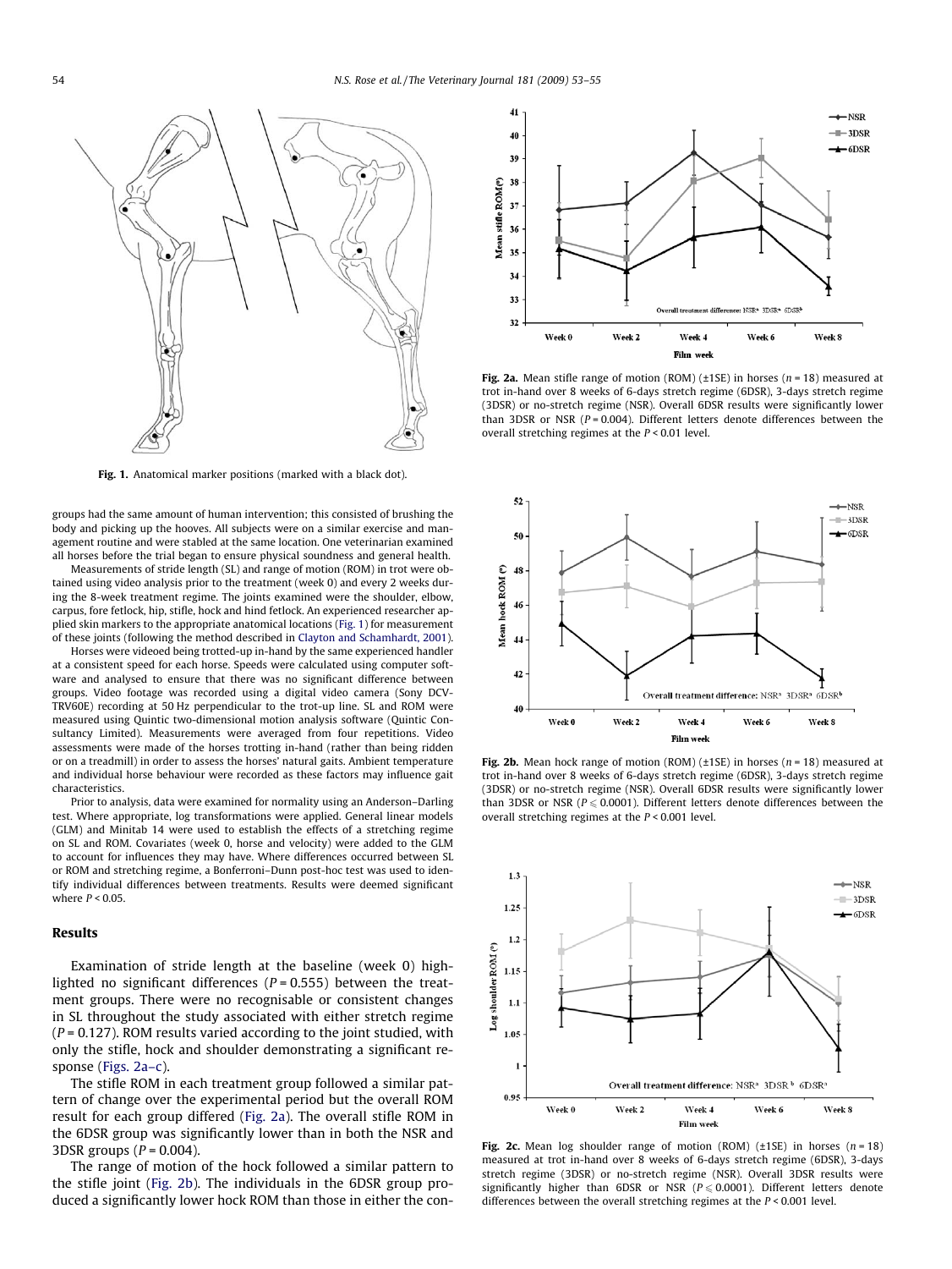Fig. 1. Anatomical marker positions (marked with a black dot).

groups had the same amount of human intervention; this consisted of brushing the body and picking up the hooves. All subjects were on a similar exercise and management routine and were stabled at the same location. One veterinarian examined all horses before the trial began to ensure physical soundness and general health.

Measurements of stride length (SL) and range of motion (ROM) in trot were obtained using video analysis prior to the treatment (week 0) and every 2 weeks during the 8-week treatment regime. The joints examined were the shoulder, elbow, carpus, fore fetlock, hip, stifle, hock and hind fetlock. An experienced researcher applied skin markers to the appropriate anatomical locations (Fig. 1) for measurement of these joints (following the method described in Clayton and Schamhardt, 2001).

Horses were videoed being trotted-up in-hand by the same experienced handler at a consistent speed for each horse. Speeds were calculated using computer software and analysed to ensure that there was no significant difference between groups. Video footage was recorded using a digital video camera (Sony DCV-TRV60E) recording at 50 Hz perpendicular to the trot-up line. SL and ROM were measured using Quintic two-dimensional motion analysis software (Quintic Consultancy Limited). Measurements were averaged from four repetitions. Video assessments were made of the horses trotting in-hand (rather than being ridden or on a treadmill) in order to assess the horses' natural gaits. Ambient temperature and individual horse behaviour were recorded as these factors may influence gait characteristics.

Prior to analysis, data were examined for normality using an Anderson–Darling test. Where appropriate, log transformations were applied. General linear models (GLM) and Minitab 14 were used to establish the effects of a stretching regime on SL and ROM. Covariates (week 0, horse and velocity) were added to the GLM to account for influences they may have. Where differences occurred between SL or ROM and stretching regime, a Bonferroni–Dunn post-hoc test was used to identify individual differences between treatments. Results were deemed significant where $P < 0.05$.

## Results

Examination of stride length at the baseline (week 0) highlighted no significant differences ($P = 0.555$) between the treatment groups. There were no recognisable or consistent changes in SL throughout the study associated with either stretch regime ($P = 0.127$). ROM results varied according to the joint studied, with only the stifle, hock and shoulder demonstrating a significant response (Figs. 2a–c).

The stifle ROM in each treatment group followed a similar pattern of change over the experimental period but the overall ROM result for each group differed (Fig. 2a). The overall stifle ROM in the 6DSR group was significantly lower than in both the NSR and 3DSR groups ($P = 0.004$).

The range of motion of the hock followed a similar pattern to the stifle joint (Fig. 2b). The individuals in the 6DSR group produced a significantly lower hock ROM than those in either the con-

Fig. 2a. Mean stifle range of motion (ROM) (±1SE) in horses ($n = 18$) measured at trot in-hand over 8 weeks of 6-days stretch regime (6DSR), 3-days stretch regime (3DSR) or no-stretch regime (NSR). Overall 6DSR results were significantly lower than 3DSR or NSR ($P = 0.004$). Different letters denote differences between the overall stretching regimes at the $P < 0.01$ level.

Fig. 2b. Mean hock range of motion (ROM) (±1SE) in horses ($n = 18$) measured at trot in-hand over 8 weeks of 6-days stretch regime (6DSR), 3-days stretch regime (3DSR) or no-stretch regime (NSR). Overall 6DSR results were significantly lower than 3DSR or NSR ($P \leqslant 0.0001$). Different letters denote differences between the overall stretching regimes at the $P < 0.001$ level.

Fig. 2c. Mean log shoulder range of motion (ROM) (±1SE) in horses ($n = 18$) measured at trot in-hand over 8 weeks of 6-days stretch regime (6DSR), 3-days stretch regime (3DSR) or no-stretch regime (NSR). Overall 3DSR results were significantly higher than 6DSR or NSR ($P \leqslant 0.0001$). Different letters denote differences between the overall stretching regimes at the $P < 0.001$ level.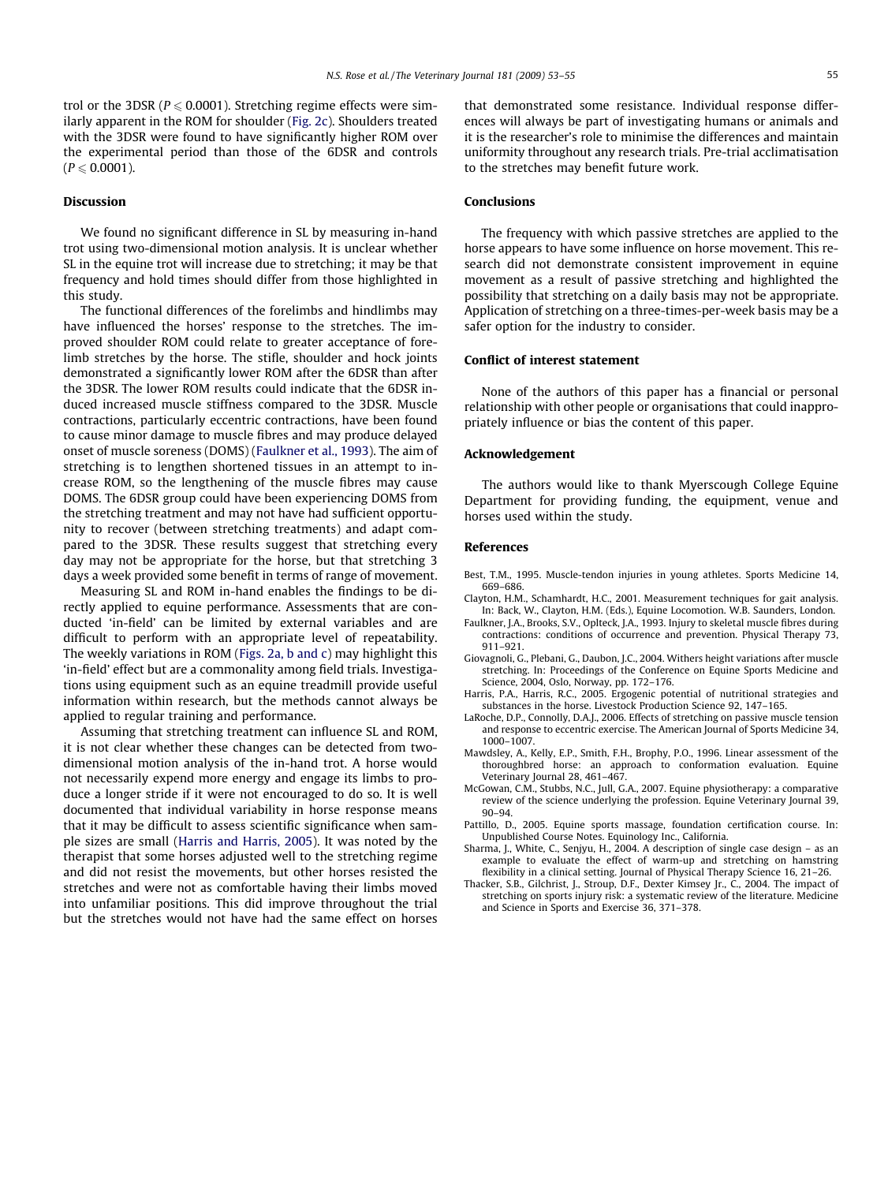trol or the 3DSR ($P \leqslant 0.0001$). Stretching regime effects were similarly apparent in the ROM for shoulder (Fig. 2c). Shoulders treated with the 3DSR were found to have significantly higher ROM over the experimental period than those of the 6DSR and controls ($P \leqslant 0.0001$).

## Discussion

We found no significant difference in SL by measuring in-hand trot using two-dimensional motion analysis. It is unclear whether SL in the equine trot will increase due to stretching; it may be that frequency and hold times should differ from those highlighted in this study.

The functional differences of the forelimbs and hindlimbs may have influenced the horses' response to the stretches. The improved shoulder ROM could relate to greater acceptance of forelimb stretches by the horse. The stifle, shoulder and hock joints demonstrated a significantly lower ROM after the 6DSR than after the 3DSR. The lower ROM results could indicate that the 6DSR induced increased muscle stiffness compared to the 3DSR. Muscle contractions, particularly eccentric contractions, have been found to cause minor damage to muscle fibres and may produce delayed onset of muscle soreness (DOMS) (Faulkner et al., 1993). The aim of stretching is to lengthen shortened tissues in an attempt to increase ROM, so the lengthening of the muscle fibres may cause DOMS. The 6DSR group could have been experiencing DOMS from the stretching treatment and may not have had sufficient opportunity to recover (between stretching treatments) and adapt compared to the 3DSR. These results suggest that stretching every day may not be appropriate for the horse, but that stretching 3 days a week provided some benefit in terms of range of movement.

Measuring SL and ROM in-hand enables the findings to be directly applied to equine performance. Assessments that are conducted 'in-field' can be limited by external variables and are difficult to perform with an appropriate level of repeatability. The weekly variations in ROM (Figs. 2a, b and c) may highlight this 'in-field' effect but are a commonality among field trials. Investigations using equipment such as an equine treadmill provide useful information within research, but the methods cannot always be applied to regular training and performance.

Assuming that stretching treatment can influence SL and ROM, it is not clear whether these changes can be detected from two-dimensional motion analysis of the in-hand trot. A horse would not necessarily expend more energy and engage its limbs to produce a longer stride if it were not encouraged to do so. It is well documented that individual variability in horse response means that it may be difficult to assess scientific significance when sample sizes are small (Harris and Harris, 2005). It was noted by the therapist that some horses adjusted well to the stretching regime and did not resist the movements, but other horses resisted the stretches and were not as comfortable having their limbs moved into unfamiliar positions. This did improve throughout the trial but the stretches would not have had the same effect on horses that demonstrated some resistance. Individual response differences will always be part of investigating humans or animals and it is the researcher's role to minimise the differences and maintain uniformity throughout any research trials. Pre-trial acclimatisation to the stretches may benefit future work.

## Conclusions

The frequency with which passive stretches are applied to the horse appears to have some influence on horse movement. This research did not demonstrate consistent improvement in equine movement as a result of passive stretching and highlighted the possibility that stretching on a daily basis may not be appropriate. Application of stretching on a three-times-per-week basis may be a safer option for the industry to consider.

## Conflict of interest statement

None of the authors of this paper has a financial or personal relationship with other people or organisations that could inappropriately influence or bias the content of this paper.

## Acknowledgement

The authors would like to thank Myerscough College Equine Department for providing funding, the equipment, venue and horses used within the study.

## References

- Best, T.M., 1995. Muscle-tendon injuries in young athletes. Sports Medicine 14, 669–686.
- Clayton, H.M., Schamhardt, H.C., 2001. Measurement techniques for gait analysis. In: Back, W., Clayton, H.M. (Eds.), Equine Locomotion. W.B. Saunders, London.
- Faulkner, J.A., Brooks, S.V., Oplteck, J.A., 1993. Injury to skeletal muscle fibres during contractions: conditions of occurrence and prevention. Physical Therapy 73, 911–921.
- Giovagnoli, G., Plebani, G., Daubon, J.C., 2004. Withers height variations after muscle stretching. In: Proceedings of the Conference on Equine Sports Medicine and Science, 2004, Oslo, Norway, pp. 172–176.
- Harris, P.A., Harris, R.C., 2005. Ergogenic potential of nutritional strategies and substances in the horse. Livestock Production Science 92, 147–165.
- LaRoche, D.P., Connolly, D.A.J., 2006. Effects of stretching on passive muscle tension and response to eccentric exercise. The American Journal of Sports Medicine 34, 1000–1007.
- Mawdsley, A., Kelly, E.P., Smith, F.H., Brophy, P.O., 1996. Linear assessment of the thoroughbred horse: an approach to conformation evaluation. Equine Veterinary Journal 28, 461–467.
- McGowan, C.M., Stubbs, N.C., Jull, G.A., 2007. Equine physiotherapy: a comparative review of the science underlying the profession. Equine Veterinary Journal 39, 90–94.
- Pattillo, D., 2005. Equine sports massage, foundation certification course. In: Unpublished Course Notes. Equinology Inc., California.
- Sharma, J., White, C., Senjyu, H., 2004. A description of single case design – as an example to evaluate the effect of warm-up and stretching on hamstring flexibility in a clinical setting. Journal of Physical Therapy Science 16, 21–26.
- Thacker, S.B., Gilchrist, J., Stroup, D.F., Dexter Kimsey Jr., C., 2004. The impact of stretching on sports injury risk: a systematic review of the literature. Medicine and Science in Sports and Exercise 36, 371–378.